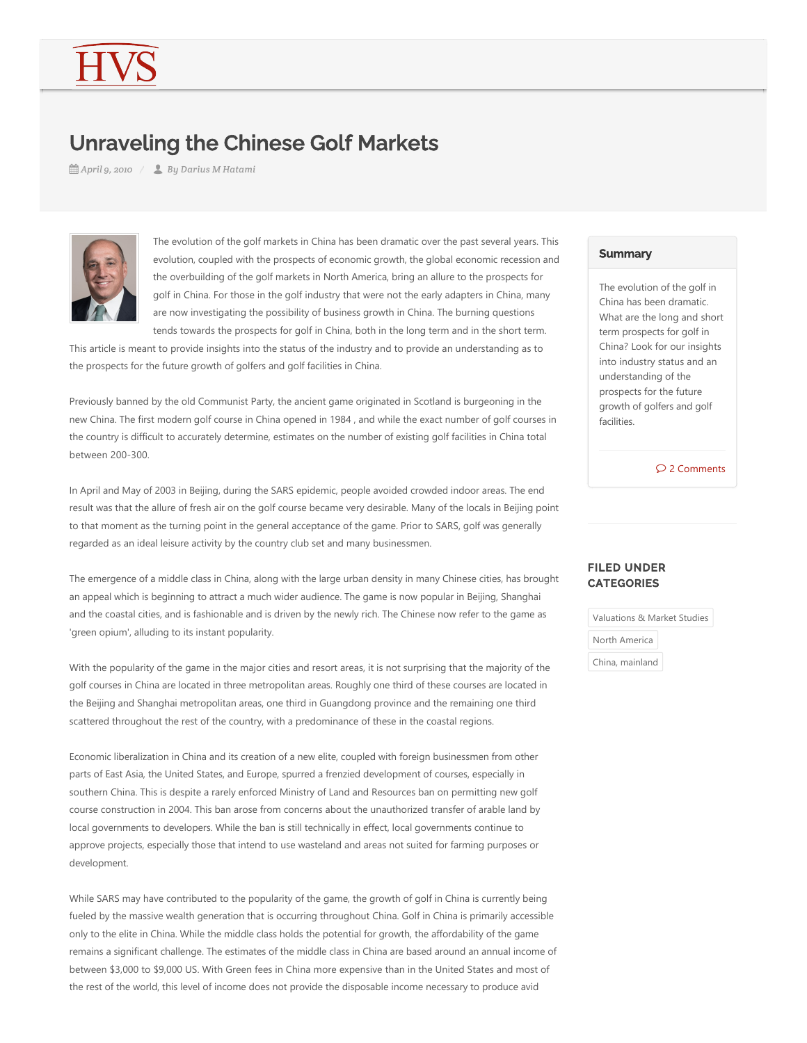# Unraveling the Chinese Golf Markets

April 9, 2010 / By Darius M Hatami

The evolution of the golf markets in China has been dramatic over the past several years. This evolution, coupled with the prospects of economic growth, the global economic recession and the overbuilding of the golf markets in North America, bring an allure to the prospects for golf in China. For those in the golf industry that were not the early adapters in China, many are now investigating the possibility of business growth in China. The burning questions tends towards the prospects for golf in China, both in the long term and in the short term. This article is meant to provide insights into the status of the industry and to provide an understanding as to the prospects for the future growth of golfers and golf facilities in China.

Previously banned by the old Communist Party, the ancient game originated in Scotland is burgeoning in the new China. The first modern golf course in China opened in 1984 , and while the exact number of golf courses in the country is difficult to accurately determine, estimates on the number of existing golf facilities in China total between 200-300.

In April and May of 2003 in Beijing, during the SARS epidemic, people avoided crowded indoor areas. The end result was that the allure of fresh air on the golf course became very desirable. Many of the locals in Beijing point to that moment as the turning point in the general acceptance of the game. Prior to SARS, golf was generally regarded as an ideal leisure activity by the country club set and many businessmen.

The emergence of a middle class in China, along with the large urban density in many Chinese cities, has brought an appeal which is beginning to attract a much wider audience. The game is now popular in Beijing, Shanghai and the coastal cities, and is fashionable and is driven by the newly rich. The Chinese now refer to the game as 'green opium', alluding to its instant popularity.

With the popularity of the game in the major cities and resort areas, it is not surprising that the majority of the golf courses in China are located in three metropolitan areas. Roughly one third of these courses are located in the Beijing and Shanghai metropolitan areas, one third in Guangdong province and the remaining one third scattered throughout the rest of the country, with a predominance of these in the coastal regions.

Economic liberalization in China and its creation of a new elite, coupled with foreign businessmen from other parts of East Asia, the United States, and Europe, spurred a frenzied development of courses, especially in southern China. This is despite a rarely enforced Ministry of Land and Resources ban on permitting new golf course construction in 2004. This ban arose from concerns about the unauthorized transfer of arable land by local governments to developers. While the ban is still technically in effect, local governments continue to approve projects, especially those that intend to use wasteland and areas not suited for farming purposes or development.

While SARS may have contributed to the popularity of the game, the growth of golf in China is currently being fueled by the massive wealth generation that is occurring throughout China. Golf in China is primarily accessible only to the elite in China. While the middle class holds the potential for growth, the affordability of the game remains a significant challenge. The estimates of the middle class in China are based around an annual income of between $3,000 to $9,000 US. With Green fees in China more expensive than in the United States and most of the rest of the world, this level of income does not provide the disposable income necessary to produce avid

## Summary

The evolution of the golf in China has been dramatic. What are the long and short term prospects for golf in China? Look for our insights into industry status and an understanding of the prospects for the future growth of golfers and golf facilities.

2 Comments

## FILED UNDER CATEGORIES

- Valuations & Market Studies
- North America
- China, mainland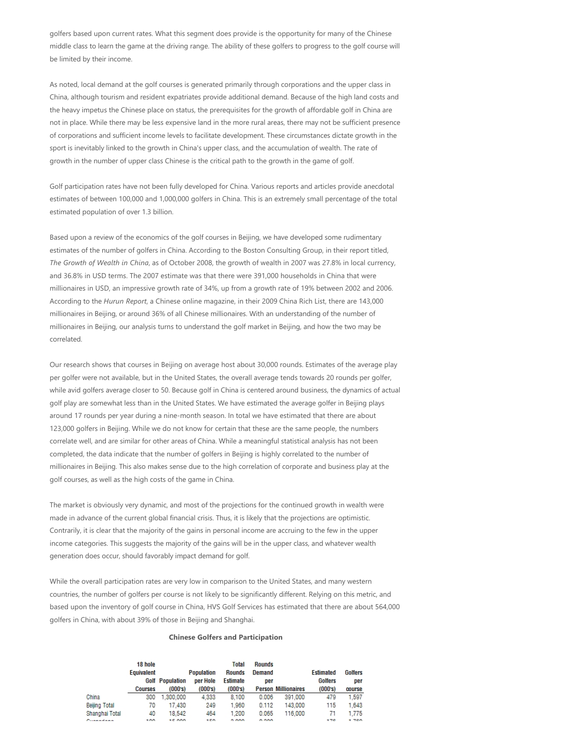golfers based upon current rates. What this segment does provide is the opportunity for many of the Chinese middle class to learn the game at the driving range. The ability of these golfers to progress to the golf course will be limited by their income.

As noted, local demand at the golf courses is generated primarily through corporations and the upper class in China, although tourism and resident expatriates provide additional demand. Because of the high land costs and the heavy impetus the Chinese place on status, the prerequisites for the growth of affordable golf in China are not in place. While there may be less expensive land in the more rural areas, there may not be sufficient presence of corporations and sufficient income levels to facilitate development. These circumstances dictate growth in the sport is inevitably linked to the growth in China's upper class, and the accumulation of wealth. The rate of growth in the number of upper class Chinese is the critical path to the growth in the game of golf.

Golf participation rates have not been fully developed for China. Various reports and articles provide anecdotal estimates of between 100,000 and 1,000,000 golfers in China. This is an extremely small percentage of the total estimated population of over 1.3 billion.

Based upon a review of the economics of the golf courses in Beijing, we have developed some rudimentary estimates of the number of golfers in China. According to the Boston Consulting Group, in their report titled, *The Growth of Wealth in China*, as of October 2008, the growth of wealth in 2007 was 27.8% in local currency, and 36.8% in USD terms. The 2007 estimate was that there were 391,000 households in China that were millionaires in USD, an impressive growth rate of 34%, up from a growth rate of 19% between 2002 and 2006. According to the *Hurun Report*, a Chinese online magazine, in their 2009 China Rich List, there are 143,000 millionaires in Beijing, or around 36% of all Chinese millionaires. With an understanding of the number of millionaires in Beijing, our analysis turns to understand the golf market in Beijing, and how the two may be correlated.

Our research shows that courses in Beijing on average host about 30,000 rounds. Estimates of the average play per golfer were not available, but in the United States, the overall average tends towards 20 rounds per golfer, while avid golfers average closer to 50. Because golf in China is centered around business, the dynamics of actual golf play are somewhat less than in the United States. We have estimated the average golfer in Beijing plays around 17 rounds per year during a nine-month season. In total we have estimated that there are about 123,000 golfers in Beijing. While we do not know for certain that these are the same people, the numbers correlate well, and are similar for other areas of China. While a meaningful statistical analysis has not been completed, the data indicate that the number of golfers in Beijing is highly correlated to the number of millionaires in Beijing. This also makes sense due to the high correlation of corporate and business play at the golf courses, as well as the high costs of the game in China.

The market is obviously very dynamic, and most of the projections for the continued growth in wealth were made in advance of the current global financial crisis. Thus, it is likely that the projections are optimistic. Contrarily, it is clear that the majority of the gains in personal income are accruing to the few in the upper income categories. This suggests the majority of the gains will be in the upper class, and whatever wealth generation does occur, should favorably impact demand for golf.

While the overall participation rates are very low in comparison to the United States, and many western countries, the number of golfers per course is not likely to be significantly different. Relying on this metric, and based upon the inventory of golf course in China, HVS Golf Services has estimated that there are about 564,000 golfers in China, with about 39% of those in Beijing and Shanghai.

**Chinese Golfers and Participation**

| | 18 hole Equivalent Golf Courses | Population (000's) | Population per Hole (000's) | Total Rounds Estimate (000's) | Rounds Demand per Person | Millionaires | Estimated Golfers (000's) | Golfers per course |
|---|---|---|---|---|---|---|---|---|
| China | 300 | 1,300,000 | 4,333 | 8,100 | 0.006 | 391,000 | 479 | 1,597 |
| Beijing Total | 70 | 17,430 | 249 | 1,960 | 0.112 | 143,000 | 115 | 1,643 |
| Shanghai Total | 40 | 18,542 | 464 | 1,200 | 0.065 | 116,000 | 71 | 1,775 |
| Guangdong | 100 | 15,000 | 150 | 2,000 | 0.200 | | 176 | 1,760 |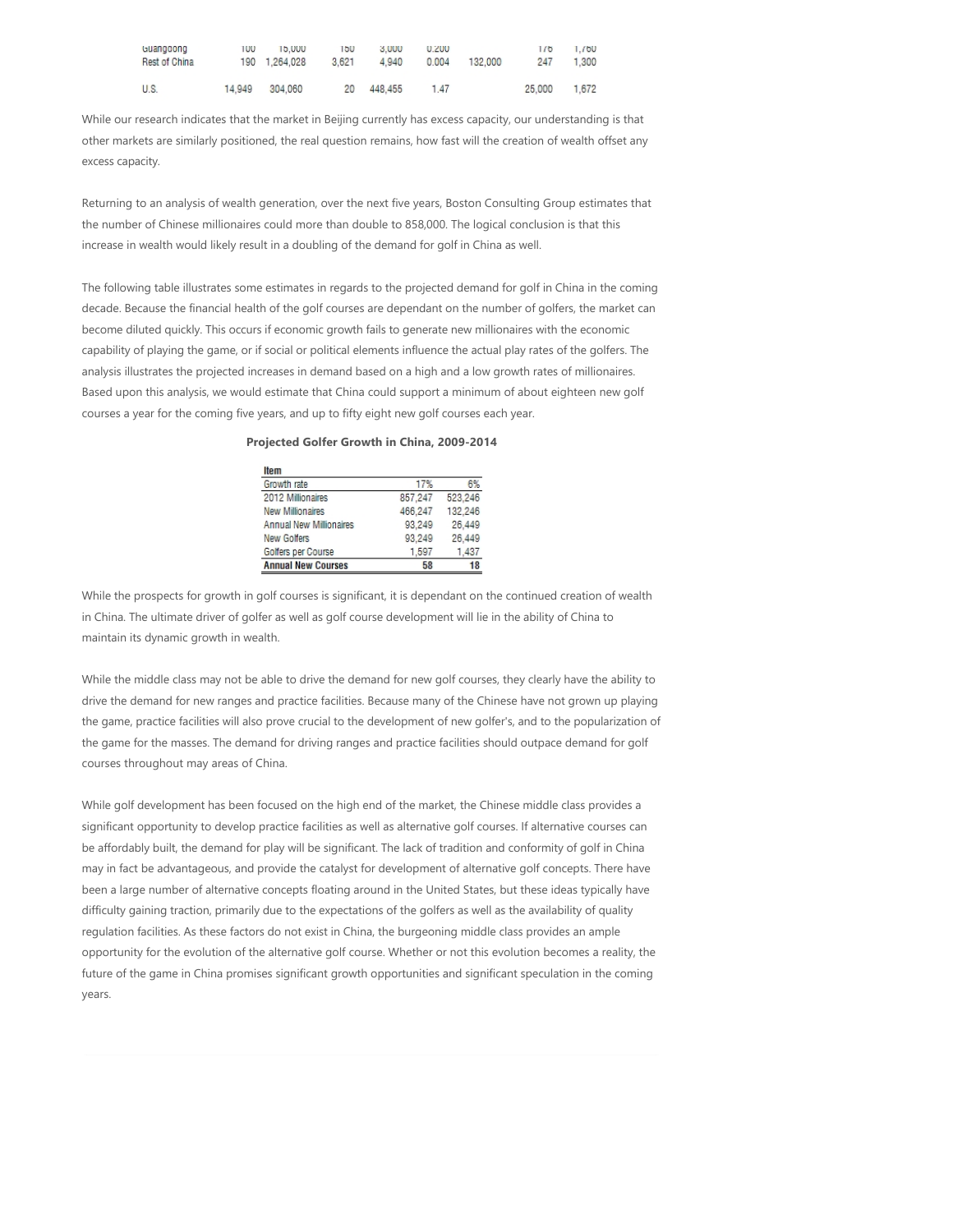| Guangdong | 100 | 15,000 | 150 | 3,000 | 0.200 | | 176 | 1,760 |
|---|---|---|---|---|---|---|---|---|
| Rest of China | 190 | 1,264,028 | 3,621 | 4,940 | 0.004 | 132,000 | 247 | 1,300 |
| U.S. | 14,949 | 304,060 | 20 | 448,455 | 1.47 | | 25,000 | 1,672 |

While our research indicates that the market in Beijing currently has excess capacity, our understanding is that other markets are similarly positioned, the real question remains, how fast will the creation of wealth offset any excess capacity.

Returning to an analysis of wealth generation, over the next five years, Boston Consulting Group estimates that the number of Chinese millionaires could more than double to 858,000. The logical conclusion is that this increase in wealth would likely result in a doubling of the demand for golf in China as well.

The following table illustrates some estimates in regards to the projected demand for golf in China in the coming decade. Because the financial health of the golf courses are dependant on the number of golfers, the market can become diluted quickly. This occurs if economic growth fails to generate new millionaires with the economic capability of playing the game, or if social or political elements influence the actual play rates of the golfers. The analysis illustrates the projected increases in demand based on a high and a low growth rates of millionaires. Based upon this analysis, we would estimate that China could support a minimum of about eighteen new golf courses a year for the coming five years, and up to fifty eight new golf courses each year.

**Projected Golfer Growth in China, 2009-2014**

| Item | | |
|---|---|---|
| Growth rate | 17% | 6% |
| 2012 Millionaires | 857,247 | 523,246 |
| New Millionaires | 466,247 | 132,246 |
| Annual New Millionaires | 93,249 | 26,449 |
| New Golfers | 93,249 | 26,449 |
| Golfers per Course | 1,597 | 1,437 |
| **Annual New Courses** | **58** | **18** |

While the prospects for growth in golf courses is significant, it is dependant on the continued creation of wealth in China. The ultimate driver of golfer as well as golf course development will lie in the ability of China to maintain its dynamic growth in wealth.

While the middle class may not be able to drive the demand for new golf courses, they clearly have the ability to drive the demand for new ranges and practice facilities. Because many of the Chinese have not grown up playing the game, practice facilities will also prove crucial to the development of new golfer's, and to the popularization of the game for the masses. The demand for driving ranges and practice facilities should outpace demand for golf courses throughout may areas of China.

While golf development has been focused on the high end of the market, the Chinese middle class provides a significant opportunity to develop practice facilities as well as alternative golf courses. If alternative courses can be affordably built, the demand for play will be significant. The lack of tradition and conformity of golf in China may in fact be advantageous, and provide the catalyst for development of alternative golf concepts. There have been a large number of alternative concepts floating around in the United States, but these ideas typically have difficulty gaining traction, primarily due to the expectations of the golfers as well as the availability of quality regulation facilities. As these factors do not exist in China, the burgeoning middle class provides an ample opportunity for the evolution of the alternative golf course. Whether or not this evolution becomes a reality, the future of the game in China promises significant growth opportunities and significant speculation in the coming years.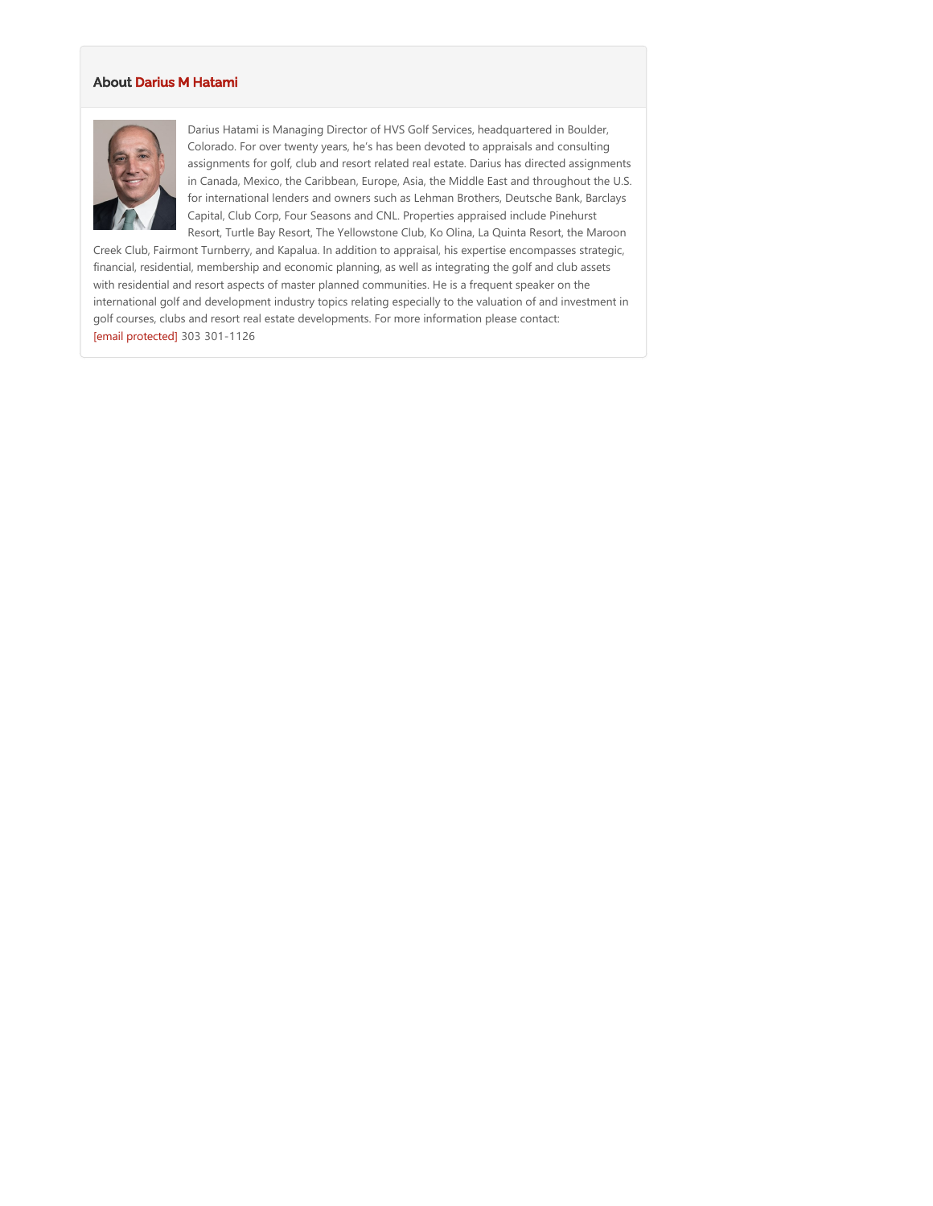### About Darius M Hatami

Darius Hatami is Managing Director of HVS Golf Services, headquartered in Boulder, Colorado. For over twenty years, he's has been devoted to appraisals and consulting assignments for golf, club and resort related real estate. Darius has directed assignments in Canada, Mexico, the Caribbean, Europe, Asia, the Middle East and throughout the U.S. for international lenders and owners such as Lehman Brothers, Deutsche Bank, Barclays Capital, Club Corp, Four Seasons and CNL. Properties appraised include Pinehurst Resort, Turtle Bay Resort, The Yellowstone Club, Ko Olina, La Quinta Resort, the Maroon Creek Club, Fairmont Turnberry, and Kapalua. In addition to appraisal, his expertise encompasses strategic, financial, residential, membership and economic planning, as well as integrating the golf and club assets with residential and resort aspects of master planned communities. He is a frequent speaker on the international golf and development industry topics relating especially to the valuation of and investment in golf courses, clubs and resort real estate developments. For more information please contact: [email protected] 303 301-1126